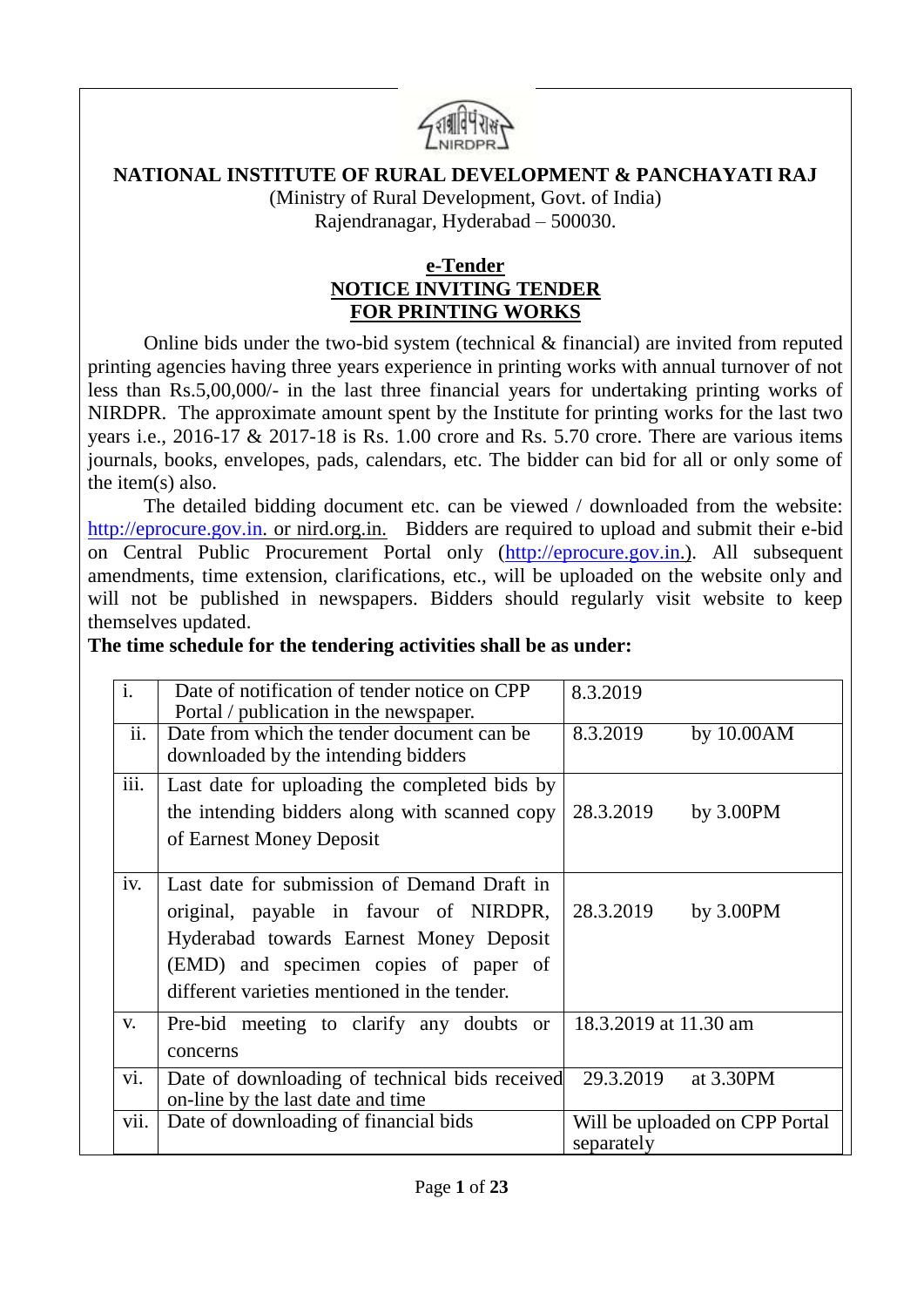# NATIONAL INSTITUTE OF RURAL DEVELOPMENT & PANCHAYATI RAJ

(Ministry of Rural Development, Govt. of India)
Rajendranagar, Hyderabad – 500030.

## e-Tender
## NOTICE INVITING TENDER
## FOR PRINTING WORKS

Online bids under the two-bid system (technical & financial) are invited from reputed printing agencies having three years experience in printing works with annual turnover of not less than Rs.5,00,000/- in the last three financial years for undertaking printing works of NIRDPR. The approximate amount spent by the Institute for printing works for the last two years i.e., 2016-17 & 2017-18 is Rs. 1.00 crore and Rs. 5.70 crore. There are various items journals, books, envelopes, pads, calendars, etc. The bidder can bid for all or only some of the item(s) also.

The detailed bidding document etc. can be viewed / downloaded from the website: http://eprocure.gov.in. or nird.org.in. Bidders are required to upload and submit their e-bid on Central Public Procurement Portal only (http://eprocure.gov.in.). All subsequent amendments, time extension, clarifications, etc., will be uploaded on the website only and will not be published in newspapers. Bidders should regularly visit website to keep themselves updated.

**The time schedule for the tendering activities shall be as under:**

| | | |
|---|---|---|
| i. | Date of notification of tender notice on CPP Portal / publication in the newspaper. | 8.3.2019 |
| ii. | Date from which the tender document can be downloaded by the intending bidders | 8.3.2019 by 10.00AM |
| iii. | Last date for uploading the completed bids by the intending bidders along with scanned copy of Earnest Money Deposit | 28.3.2019 by 3.00PM |
| iv. | Last date for submission of Demand Draft in original, payable in favour of NIRDPR, Hyderabad towards Earnest Money Deposit (EMD) and specimen copies of paper of different varieties mentioned in the tender. | 28.3.2019 by 3.00PM |
| v. | Pre-bid meeting to clarify any doubts or concerns | 18.3.2019 at 11.30 am |
| vi. | Date of downloading of technical bids received on-line by the last date and time | 29.3.2019 at 3.30PM |
| vii. | Date of downloading of financial bids | Will be uploaded on CPP Portal separately |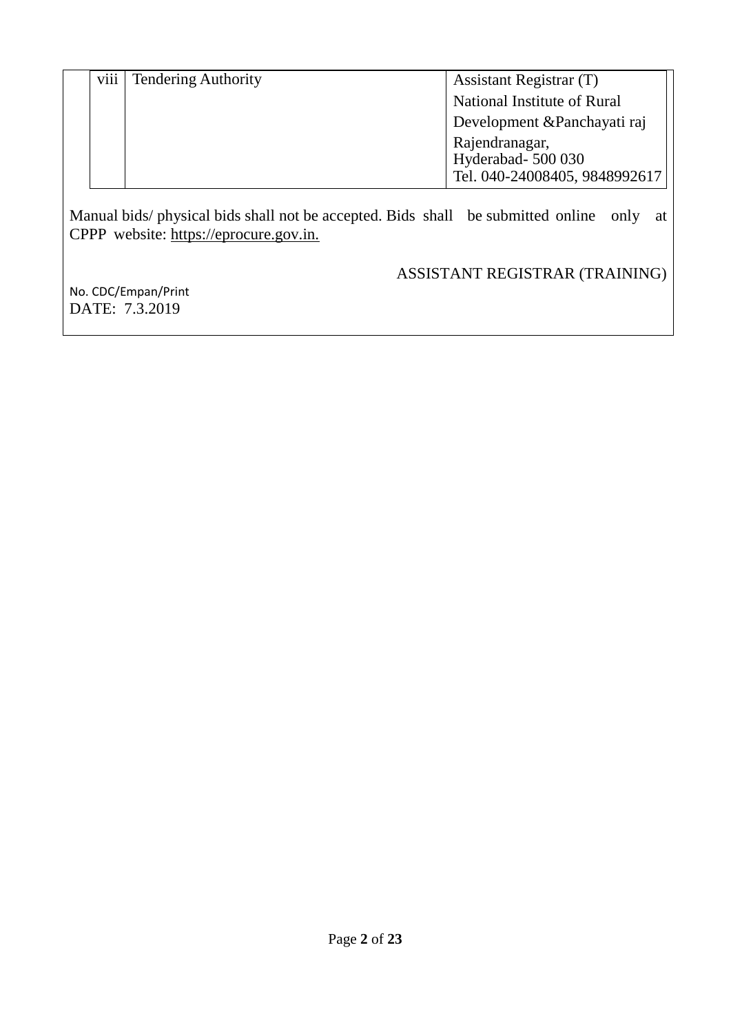| viii | Tendering Authority | Assistant Registrar (T)<br>National Institute of Rural Development &Panchayati raj<br>Rajendranagar,<br>Hyderabad- 500 030<br>Tel. 040-24008405, 9848992617 |
|---|---|---|

Manual bids/ physical bids shall not be accepted. Bids shall be submitted online only at CPPP website: https://eprocure.gov.in.

ASSISTANT REGISTRAR (TRAINING)

No. CDC/Empan/Print
DATE: 7.3.2019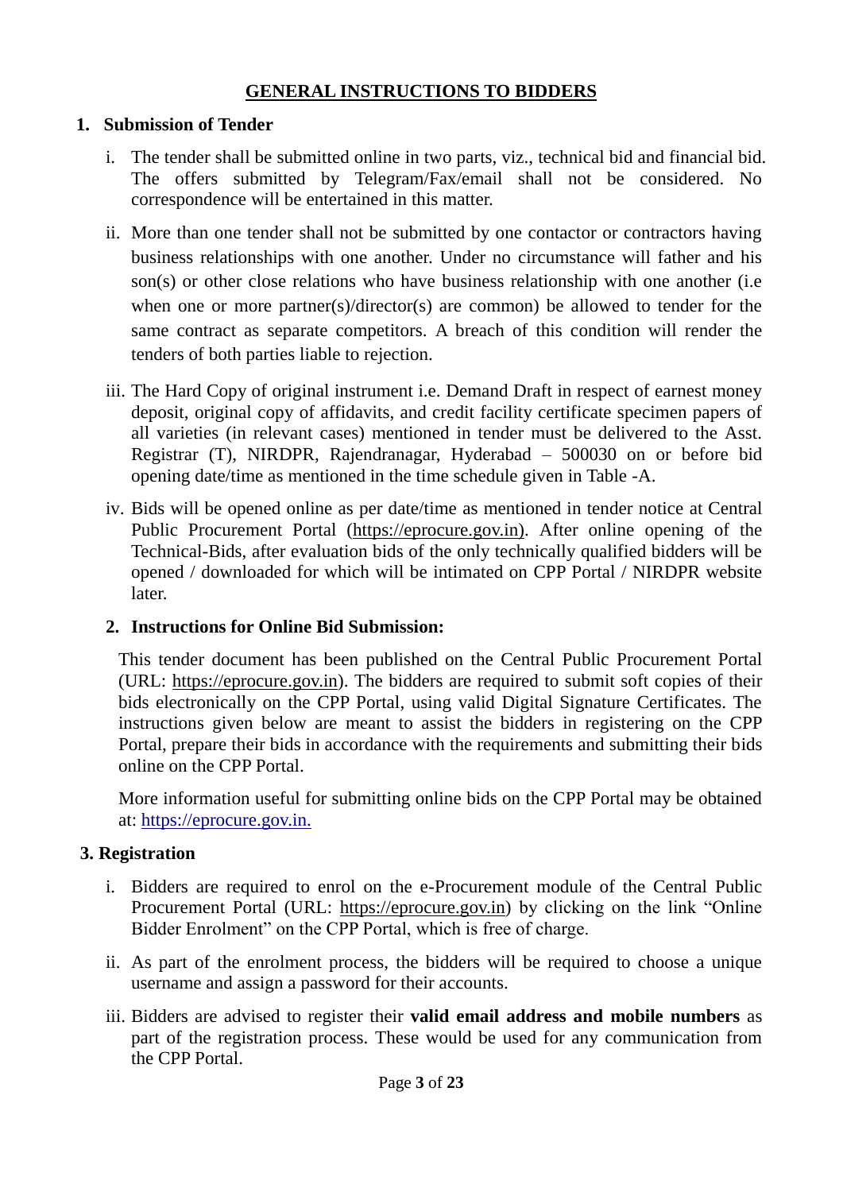## GENERAL INSTRUCTIONS TO BIDDERS

### 1. Submission of Tender

i. The tender shall be submitted online in two parts, viz., technical bid and financial bid. The offers submitted by Telegram/Fax/email shall not be considered. No correspondence will be entertained in this matter.

ii. More than one tender shall not be submitted by one contactor or contractors having business relationships with one another. Under no circumstance will father and his son(s) or other close relations who have business relationship with one another (i.e when one or more partner(s)/director(s) are common) be allowed to tender for the same contract as separate competitors. A breach of this condition will render the tenders of both parties liable to rejection.

iii. The Hard Copy of original instrument i.e. Demand Draft in respect of earnest money deposit, original copy of affidavits, and credit facility certificate specimen papers of all varieties (in relevant cases) mentioned in tender must be delivered to the Asst. Registrar (T), NIRDPR, Rajendranagar, Hyderabad – 500030 on or before bid opening date/time as mentioned in the time schedule given in Table -A.

iv. Bids will be opened online as per date/time as mentioned in tender notice at Central Public Procurement Portal (https://eprocure.gov.in). After online opening of the Technical-Bids, after evaluation bids of the only technically qualified bidders will be opened / downloaded for which will be intimated on CPP Portal / NIRDPR website later.

### 2. Instructions for Online Bid Submission:

This tender document has been published on the Central Public Procurement Portal (URL: https://eprocure.gov.in). The bidders are required to submit soft copies of their bids electronically on the CPP Portal, using valid Digital Signature Certificates. The instructions given below are meant to assist the bidders in registering on the CPP Portal, prepare their bids in accordance with the requirements and submitting their bids online on the CPP Portal.

More information useful for submitting online bids on the CPP Portal may be obtained at: https://eprocure.gov.in.

### 3. Registration

i. Bidders are required to enrol on the e-Procurement module of the Central Public Procurement Portal (URL: https://eprocure.gov.in) by clicking on the link "Online Bidder Enrolment" on the CPP Portal, which is free of charge.

ii. As part of the enrolment process, the bidders will be required to choose a unique username and assign a password for their accounts.

iii. Bidders are advised to register their **valid email address and mobile numbers** as part of the registration process. These would be used for any communication from the CPP Portal.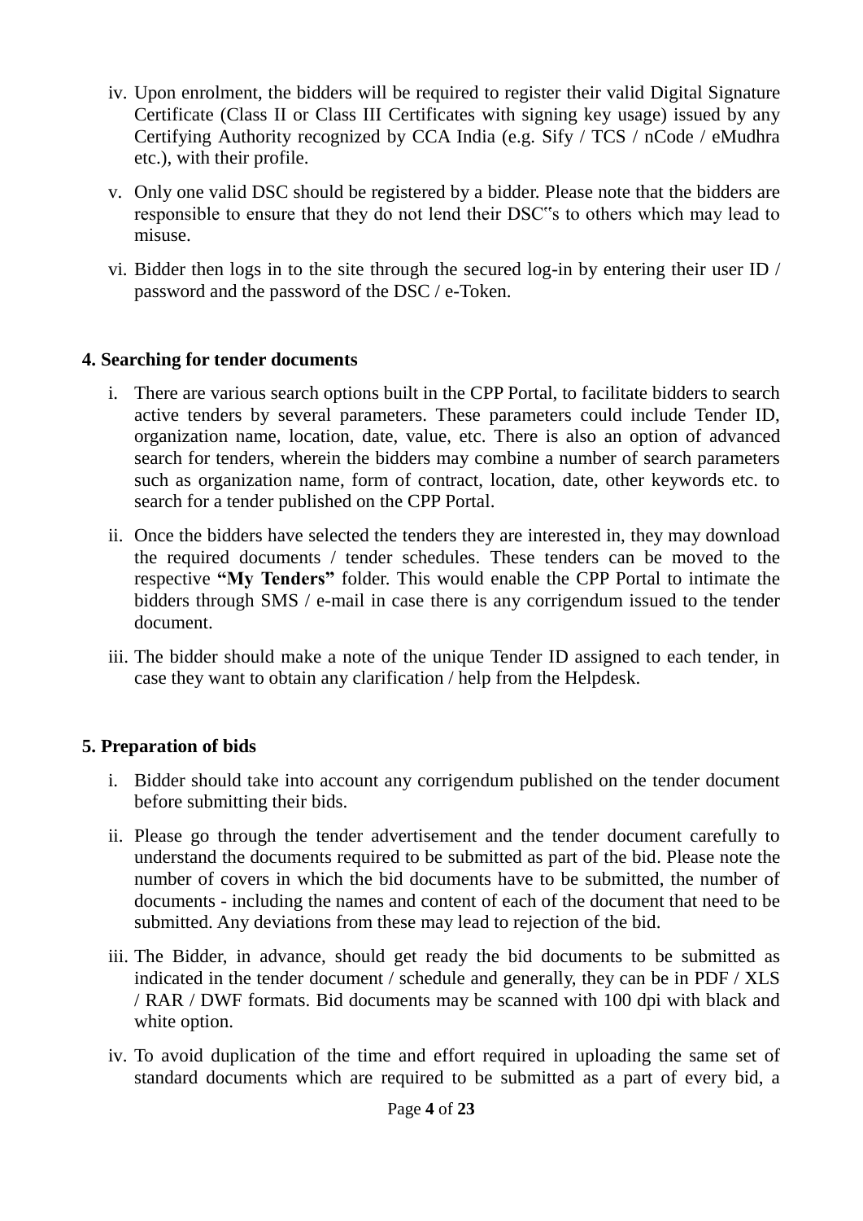iv. Upon enrolment, the bidders will be required to register their valid Digital Signature Certificate (Class II or Class III Certificates with signing key usage) issued by any Certifying Authority recognized by CCA India (e.g. Sify / TCS / nCode / eMudhra etc.), with their profile.

v. Only one valid DSC should be registered by a bidder. Please note that the bidders are responsible to ensure that they do not lend their DSC‟s to others which may lead to misuse.

vi. Bidder then logs in to the site through the secured log-in by entering their user ID / password and the password of the DSC / e-Token.

**4. Searching for tender documents**

i. There are various search options built in the CPP Portal, to facilitate bidders to search active tenders by several parameters. These parameters could include Tender ID, organization name, location, date, value, etc. There is also an option of advanced search for tenders, wherein the bidders may combine a number of search parameters such as organization name, form of contract, location, date, other keywords etc. to search for a tender published on the CPP Portal.

ii. Once the bidders have selected the tenders they are interested in, they may download the required documents / tender schedules. These tenders can be moved to the respective **"My Tenders"** folder. This would enable the CPP Portal to intimate the bidders through SMS / e-mail in case there is any corrigendum issued to the tender document.

iii. The bidder should make a note of the unique Tender ID assigned to each tender, in case they want to obtain any clarification / help from the Helpdesk.

**5. Preparation of bids**

i. Bidder should take into account any corrigendum published on the tender document before submitting their bids.

ii. Please go through the tender advertisement and the tender document carefully to understand the documents required to be submitted as part of the bid. Please note the number of covers in which the bid documents have to be submitted, the number of documents - including the names and content of each of the document that need to be submitted. Any deviations from these may lead to rejection of the bid.

iii. The Bidder, in advance, should get ready the bid documents to be submitted as indicated in the tender document / schedule and generally, they can be in PDF / XLS / RAR / DWF formats. Bid documents may be scanned with 100 dpi with black and white option.

iv. To avoid duplication of the time and effort required in uploading the same set of standard documents which are required to be submitted as a part of every bid, a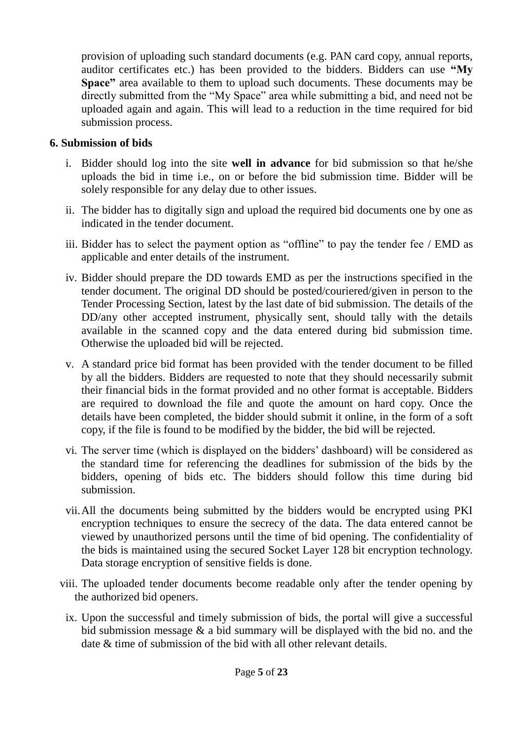provision of uploading such standard documents (e.g. PAN card copy, annual reports, auditor certificates etc.) has been provided to the bidders. Bidders can use **"My Space"** area available to them to upload such documents. These documents may be directly submitted from the "My Space" area while submitting a bid, and need not be uploaded again and again. This will lead to a reduction in the time required for bid submission process.

**6. Submission of bids**

i. Bidder should log into the site **well in advance** for bid submission so that he/she uploads the bid in time i.e., on or before the bid submission time. Bidder will be solely responsible for any delay due to other issues.

ii. The bidder has to digitally sign and upload the required bid documents one by one as indicated in the tender document.

iii. Bidder has to select the payment option as "offline" to pay the tender fee / EMD as applicable and enter details of the instrument.

iv. Bidder should prepare the DD towards EMD as per the instructions specified in the tender document. The original DD should be posted/couriered/given in person to the Tender Processing Section, latest by the last date of bid submission. The details of the DD/any other accepted instrument, physically sent, should tally with the details available in the scanned copy and the data entered during bid submission time. Otherwise the uploaded bid will be rejected.

v. A standard price bid format has been provided with the tender document to be filled by all the bidders. Bidders are requested to note that they should necessarily submit their financial bids in the format provided and no other format is acceptable. Bidders are required to download the file and quote the amount on hard copy. Once the details have been completed, the bidder should submit it online, in the form of a soft copy, if the file is found to be modified by the bidder, the bid will be rejected.

vi. The server time (which is displayed on the bidders' dashboard) will be considered as the standard time for referencing the deadlines for submission of the bids by the bidders, opening of bids etc. The bidders should follow this time during bid submission.

vii. All the documents being submitted by the bidders would be encrypted using PKI encryption techniques to ensure the secrecy of the data. The data entered cannot be viewed by unauthorized persons until the time of bid opening. The confidentiality of the bids is maintained using the secured Socket Layer 128 bit encryption technology. Data storage encryption of sensitive fields is done.

viii. The uploaded tender documents become readable only after the tender opening by the authorized bid openers.

ix. Upon the successful and timely submission of bids, the portal will give a successful bid submission message & a bid summary will be displayed with the bid no. and the date & time of submission of the bid with all other relevant details.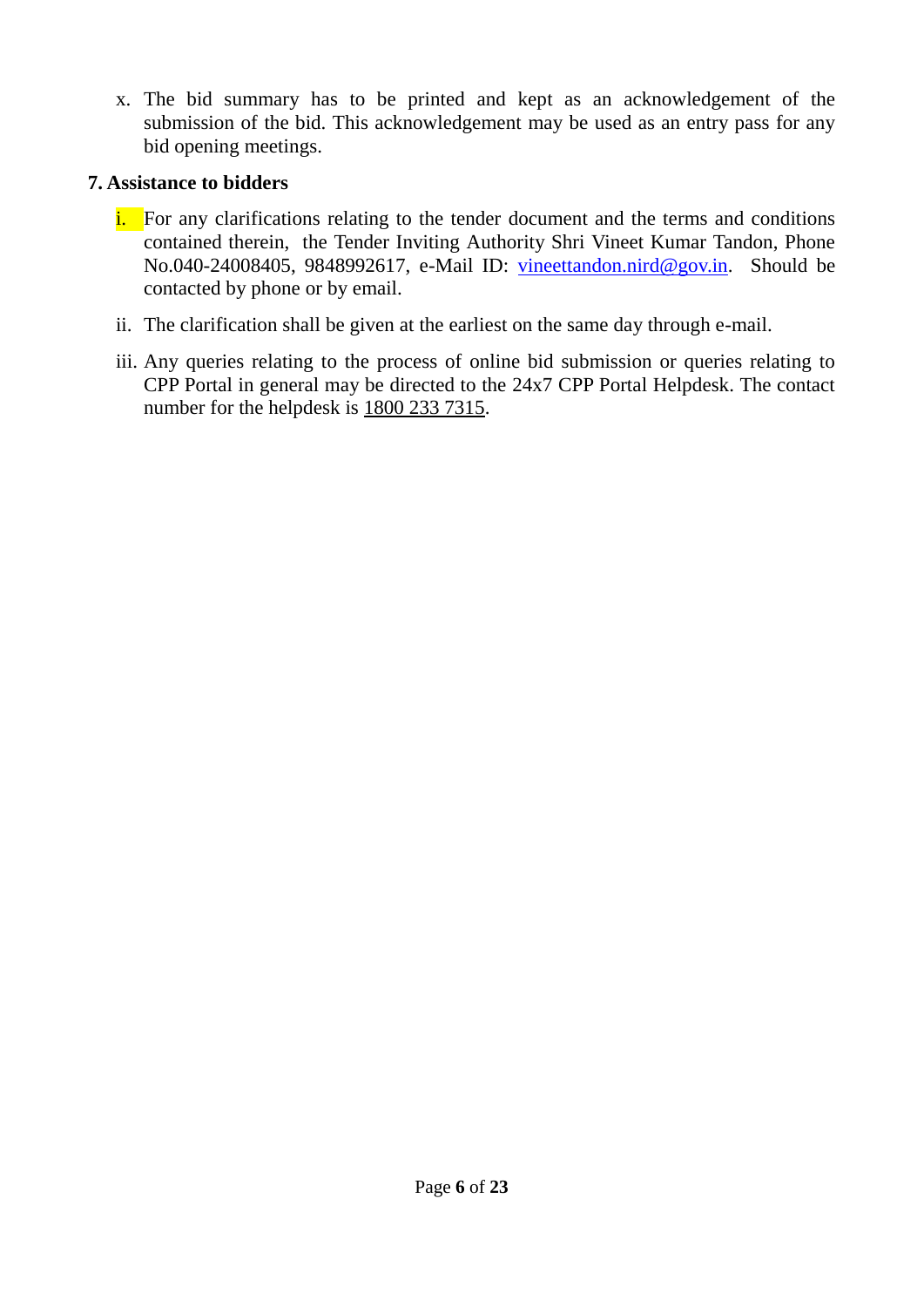x. The bid summary has to be printed and kept as an acknowledgement of the submission of the bid. This acknowledgement may be used as an entry pass for any bid opening meetings.

**7. Assistance to bidders**

i. For any clarifications relating to the tender document and the terms and conditions contained therein, the Tender Inviting Authority Shri Vineet Kumar Tandon, Phone No.040-24008405, 9848992617, e-Mail ID: vineettandon.nird@gov.in. Should be contacted by phone or by email.

ii. The clarification shall be given at the earliest on the same day through e-mail.

iii. Any queries relating to the process of online bid submission or queries relating to CPP Portal in general may be directed to the 24x7 CPP Portal Helpdesk. The contact number for the helpdesk is 1800 233 7315.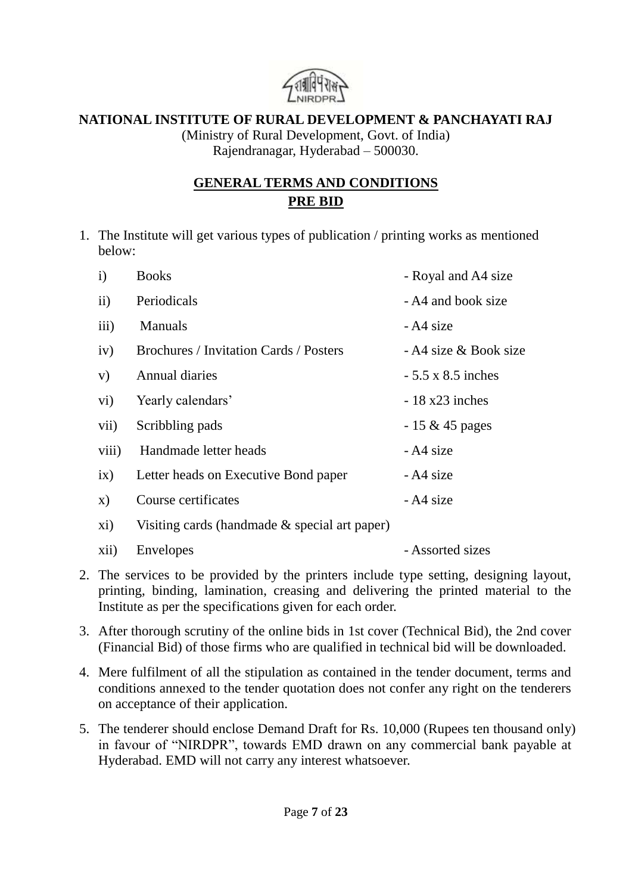**NATIONAL INSTITUTE OF RURAL DEVELOPMENT & PANCHAYATI RAJ**

(Ministry of Rural Development, Govt. of India)
Rajendranagar, Hyderabad – 500030.

## GENERAL TERMS AND CONDITIONS

## PRE BID

1. The Institute will get various types of publication / printing works as mentioned below:

| | | |
|---|---|---|
| i) | Books | - Royal and A4 size |
| ii) | Periodicals | - A4 and book size |
| iii) | Manuals | - A4 size |
| iv) | Brochures / Invitation Cards / Posters | - A4 size & Book size |
| v) | Annual diaries | - 5.5 x 8.5 inches |
| vi) | Yearly calendars' | - 18 x23 inches |
| vii) | Scribbling pads | - 15 & 45 pages |
| viii) | Handmade letter heads | - A4 size |
| ix) | Letter heads on Executive Bond paper | - A4 size |
| x) | Course certificates | - A4 size |
| xi) | Visiting cards (handmade & special art paper) | |
| xii) | Envelopes | - Assorted sizes |

2. The services to be provided by the printers include type setting, designing layout, printing, binding, lamination, creasing and delivering the printed material to the Institute as per the specifications given for each order.

3. After thorough scrutiny of the online bids in 1st cover (Technical Bid), the 2nd cover (Financial Bid) of those firms who are qualified in technical bid will be downloaded.

4. Mere fulfilment of all the stipulation as contained in the tender document, terms and conditions annexed to the tender quotation does not confer any right on the tenderers on acceptance of their application.

5. The tenderer should enclose Demand Draft for Rs. 10,000 (Rupees ten thousand only) in favour of "NIRDPR", towards EMD drawn on any commercial bank payable at Hyderabad. EMD will not carry any interest whatsoever.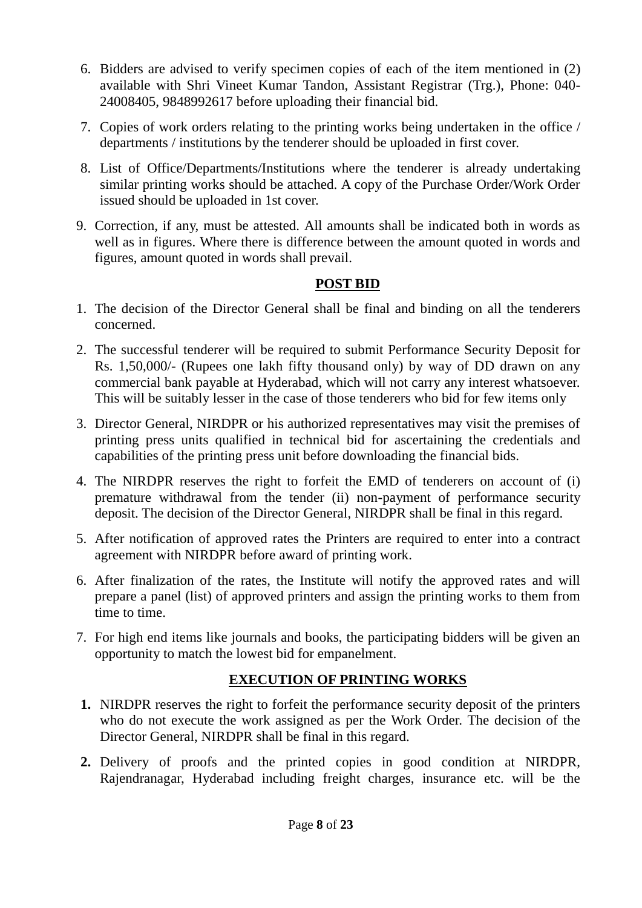6. Bidders are advised to verify specimen copies of each of the item mentioned in (2) available with Shri Vineet Kumar Tandon, Assistant Registrar (Trg.), Phone: 040-24008405, 9848992617 before uploading their financial bid.
7. Copies of work orders relating to the printing works being undertaken in the office / departments / institutions by the tenderer should be uploaded in first cover.
8. List of Office/Departments/Institutions where the tenderer is already undertaking similar printing works should be attached. A copy of the Purchase Order/Work Order issued should be uploaded in 1st cover.
9. Correction, if any, must be attested. All amounts shall be indicated both in words as well as in figures. Where there is difference between the amount quoted in words and figures, amount quoted in words shall prevail.

## POST BID

1. The decision of the Director General shall be final and binding on all the tenderers concerned.
2. The successful tenderer will be required to submit Performance Security Deposit for Rs. 1,50,000/- (Rupees one lakh fifty thousand only) by way of DD drawn on any commercial bank payable at Hyderabad, which will not carry any interest whatsoever. This will be suitably lesser in the case of those tenderers who bid for few items only
3. Director General, NIRDPR or his authorized representatives may visit the premises of printing press units qualified in technical bid for ascertaining the credentials and capabilities of the printing press unit before downloading the financial bids.
4. The NIRDPR reserves the right to forfeit the EMD of tenderers on account of (i) premature withdrawal from the tender (ii) non-payment of performance security deposit. The decision of the Director General, NIRDPR shall be final in this regard.
5. After notification of approved rates the Printers are required to enter into a contract agreement with NIRDPR before award of printing work.
6. After finalization of the rates, the Institute will notify the approved rates and will prepare a panel (list) of approved printers and assign the printing works to them from time to time.
7. For high end items like journals and books, the participating bidders will be given an opportunity to match the lowest bid for empanelment.

## EXECUTION OF PRINTING WORKS

1. NIRDPR reserves the right to forfeit the performance security deposit of the printers who do not execute the work assigned as per the Work Order. The decision of the Director General, NIRDPR shall be final in this regard.
2. Delivery of proofs and the printed copies in good condition at NIRDPR, Rajendranagar, Hyderabad including freight charges, insurance etc. will be the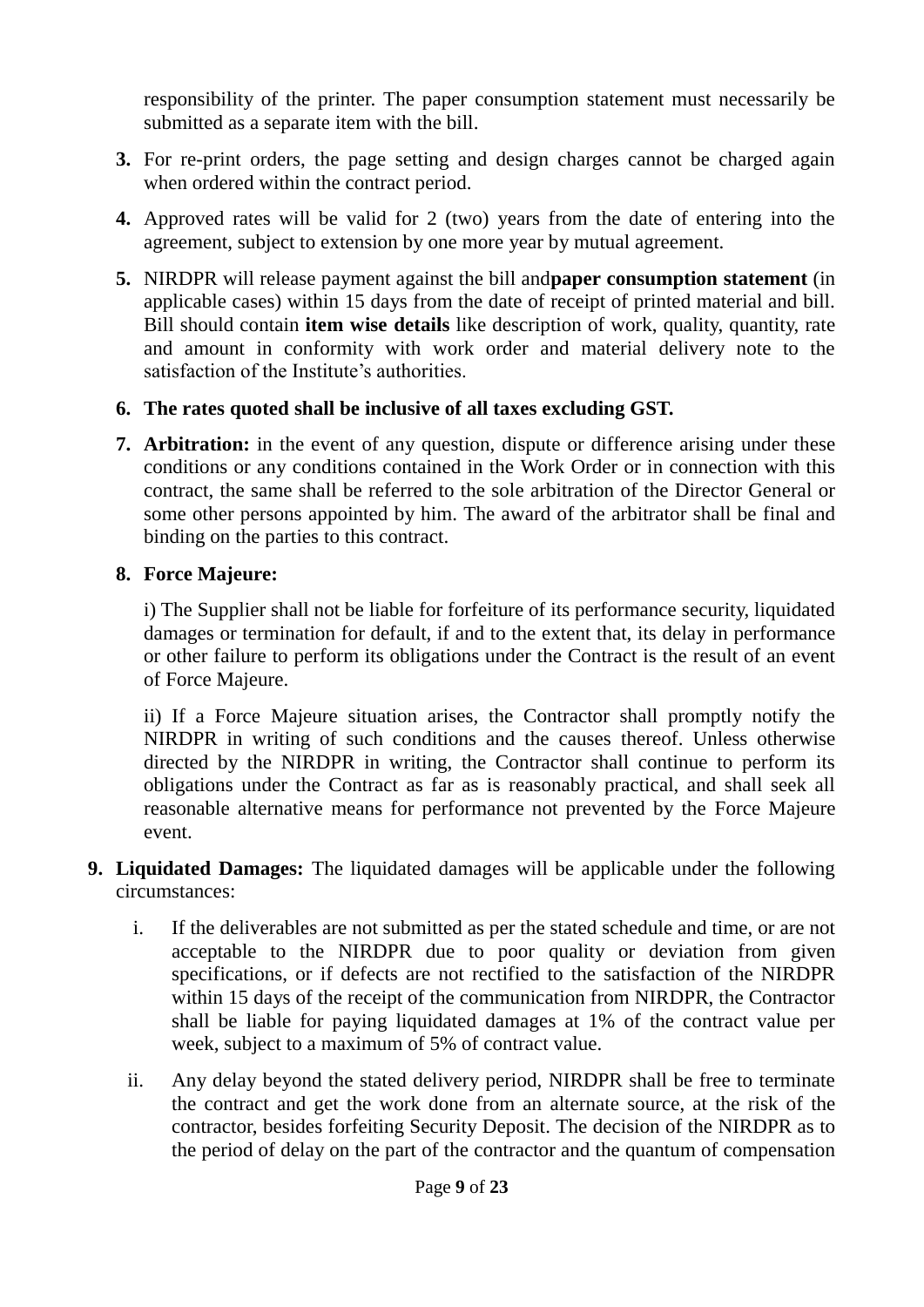responsibility of the printer. The paper consumption statement must necessarily be submitted as a separate item with the bill.

**3.** For re-print orders, the page setting and design charges cannot be charged again when ordered within the contract period.

**4.** Approved rates will be valid for 2 (two) years from the date of entering into the agreement, subject to extension by one more year by mutual agreement.

**5.** NIRDPR will release payment against the bill and**paper consumption statement** (in applicable cases) within 15 days from the date of receipt of printed material and bill. Bill should contain **item wise details** like description of work, quality, quantity, rate and amount in conformity with work order and material delivery note to the satisfaction of the Institute's authorities.

**6. The rates quoted shall be inclusive of all taxes excluding GST.**

**7. Arbitration:** in the event of any question, dispute or difference arising under these conditions or any conditions contained in the Work Order or in connection with this contract, the same shall be referred to the sole arbitration of the Director General or some other persons appointed by him. The award of the arbitrator shall be final and binding on the parties to this contract.

**8. Force Majeure:**

i) The Supplier shall not be liable for forfeiture of its performance security, liquidated damages or termination for default, if and to the extent that, its delay in performance or other failure to perform its obligations under the Contract is the result of an event of Force Majeure.

ii) If a Force Majeure situation arises, the Contractor shall promptly notify the NIRDPR in writing of such conditions and the causes thereof. Unless otherwise directed by the NIRDPR in writing, the Contractor shall continue to perform its obligations under the Contract as far as is reasonably practical, and shall seek all reasonable alternative means for performance not prevented by the Force Majeure event.

**9. Liquidated Damages:** The liquidated damages will be applicable under the following circumstances:

i. If the deliverables are not submitted as per the stated schedule and time, or are not acceptable to the NIRDPR due to poor quality or deviation from given specifications, or if defects are not rectified to the satisfaction of the NIRDPR within 15 days of the receipt of the communication from NIRDPR, the Contractor shall be liable for paying liquidated damages at 1% of the contract value per week, subject to a maximum of 5% of contract value.

ii. Any delay beyond the stated delivery period, NIRDPR shall be free to terminate the contract and get the work done from an alternate source, at the risk of the contractor, besides forfeiting Security Deposit. The decision of the NIRDPR as to the period of delay on the part of the contractor and the quantum of compensation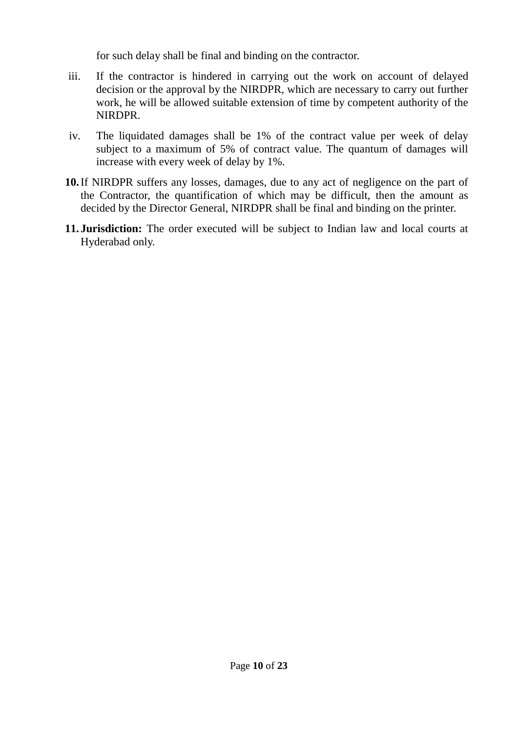for such delay shall be final and binding on the contractor.

iii. If the contractor is hindered in carrying out the work on account of delayed decision or the approval by the NIRDPR, which are necessary to carry out further work, he will be allowed suitable extension of time by competent authority of the NIRDPR.

iv. The liquidated damages shall be 1% of the contract value per week of delay subject to a maximum of 5% of contract value. The quantum of damages will increase with every week of delay by 1%.

**10.** If NIRDPR suffers any losses, damages, due to any act of negligence on the part of the Contractor, the quantification of which may be difficult, then the amount as decided by the Director General, NIRDPR shall be final and binding on the printer.

**11. Jurisdiction:** The order executed will be subject to Indian law and local courts at Hyderabad only.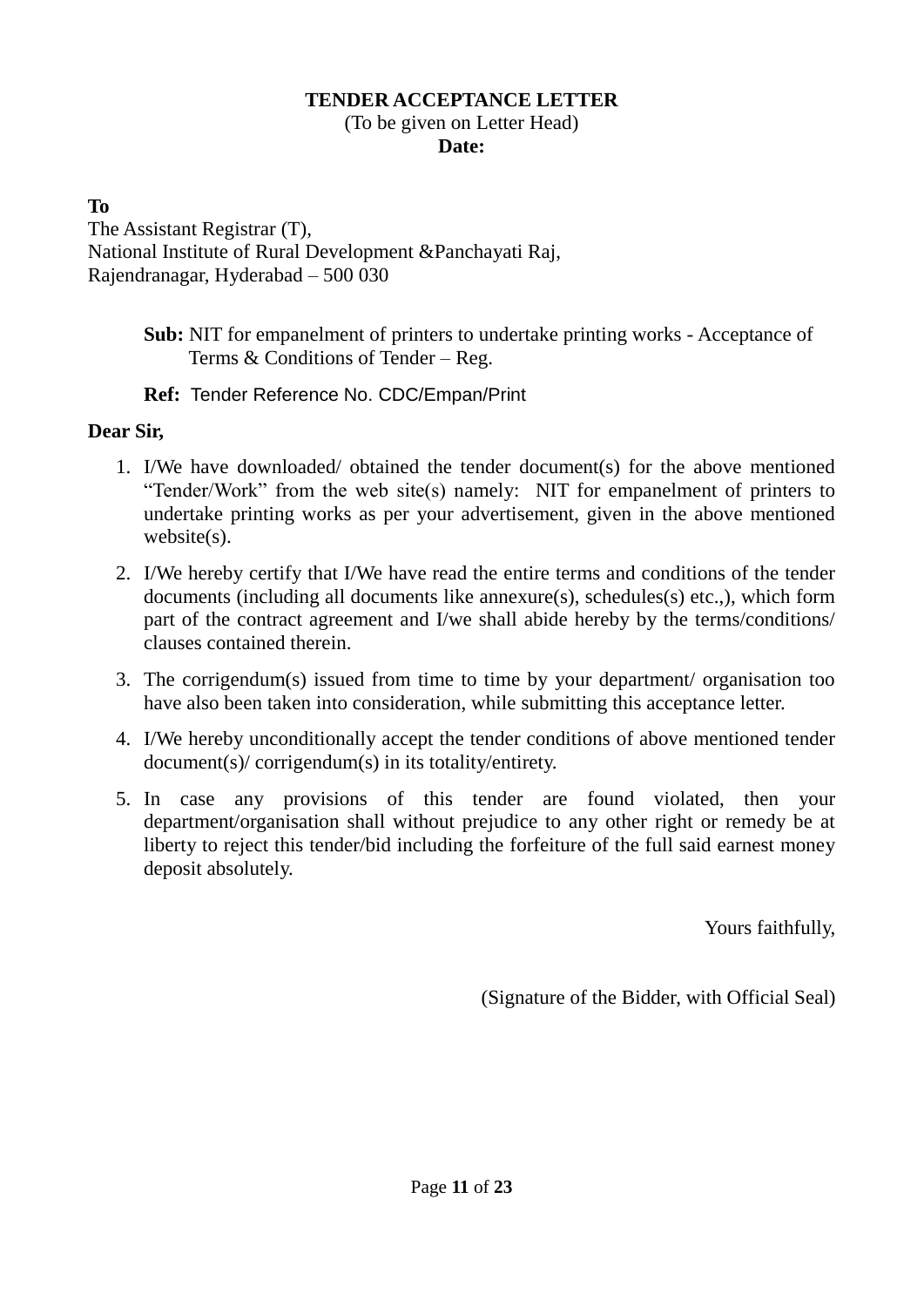**TENDER ACCEPTANCE LETTER**

(To be given on Letter Head)

**Date:**

**To**

The Assistant Registrar (T),
National Institute of Rural Development &Panchayati Raj,
Rajendranagar, Hyderabad – 500 030

**Sub:** NIT for empanelment of printers to undertake printing works - Acceptance of Terms & Conditions of Tender – Reg.

**Ref:** Tender Reference No. CDC/Empan/Print

**Dear Sir,**

1. I/We have downloaded/ obtained the tender document(s) for the above mentioned "Tender/Work" from the web site(s) namely: NIT for empanelment of printers to undertake printing works as per your advertisement, given in the above mentioned website(s).
2. I/We hereby certify that I/We have read the entire terms and conditions of the tender documents (including all documents like annexure(s), schedules(s) etc.,), which form part of the contract agreement and I/we shall abide hereby by the terms/conditions/ clauses contained therein.
3. The corrigendum(s) issued from time to time by your department/ organisation too have also been taken into consideration, while submitting this acceptance letter.
4. I/We hereby unconditionally accept the tender conditions of above mentioned tender document(s)/ corrigendum(s) in its totality/entirety.
5. In case any provisions of this tender are found violated, then your department/organisation shall without prejudice to any other right or remedy be at liberty to reject this tender/bid including the forfeiture of the full said earnest money deposit absolutely.

Yours faithfully,

(Signature of the Bidder, with Official Seal)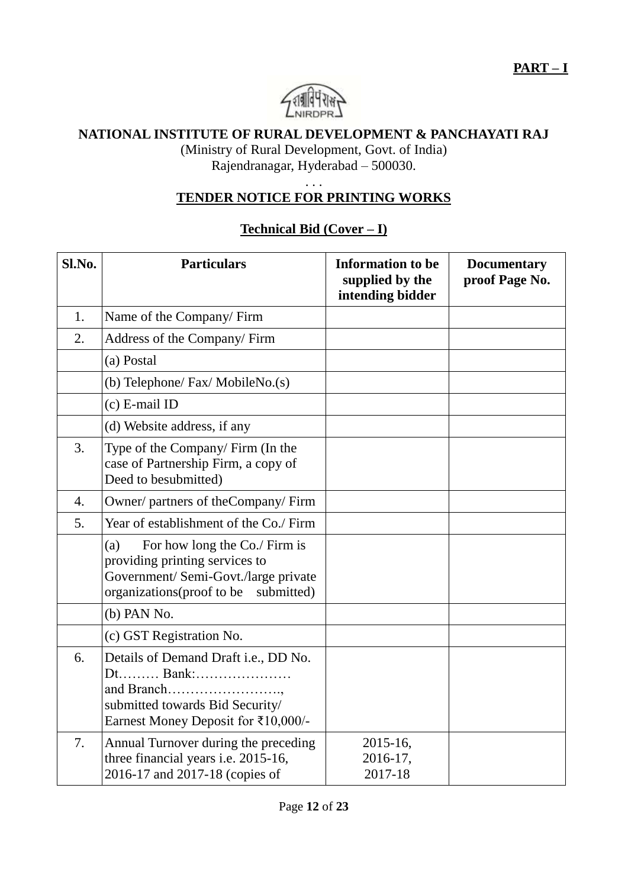**PART – I**

**NATIONAL INSTITUTE OF RURAL DEVELOPMENT & PANCHAYATI RAJ**

(Ministry of Rural Development, Govt. of India)
Rajendranagar, Hyderabad – 500030.

. . .

**TENDER NOTICE FOR PRINTING WORKS**

**Technical Bid (Cover – I)**

| Sl.No. | Particulars | Information to be supplied by the intending bidder | Documentary proof Page No. |
|---|---|---|---|
| 1. | Name of the Company/ Firm | | |
| 2. | Address of the Company/ Firm | | |
| | (a) Postal | | |
| | (b) Telephone/ Fax/ MobileNo.(s) | | |
| | (c) E-mail ID | | |
| | (d) Website address, if any | | |
| 3. | Type of the Company/ Firm (In the case of Partnership Firm, a copy of Deed to besubmitted) | | |
| 4. | Owner/ partners of theCompany/ Firm | | |
| 5. | Year of establishment of the Co./ Firm | | |
| | (a) For how long the Co./ Firm is providing printing services to Government/ Semi-Govt./large private organizations(proof to be submitted) | | |
| | (b) PAN No. | | |
| | (c) GST Registration No. | | |
| 6. | Details of Demand Draft i.e., DD No. Dt……… Bank:………………… and Branch……………………., submitted towards Bid Security/ Earnest Money Deposit for ₹10,000/- | | |
| 7. | Annual Turnover during the preceding three financial years i.e. 2015-16, 2016-17 and 2017-18 (copies of | 2015-16, 2016-17, 2017-18 | |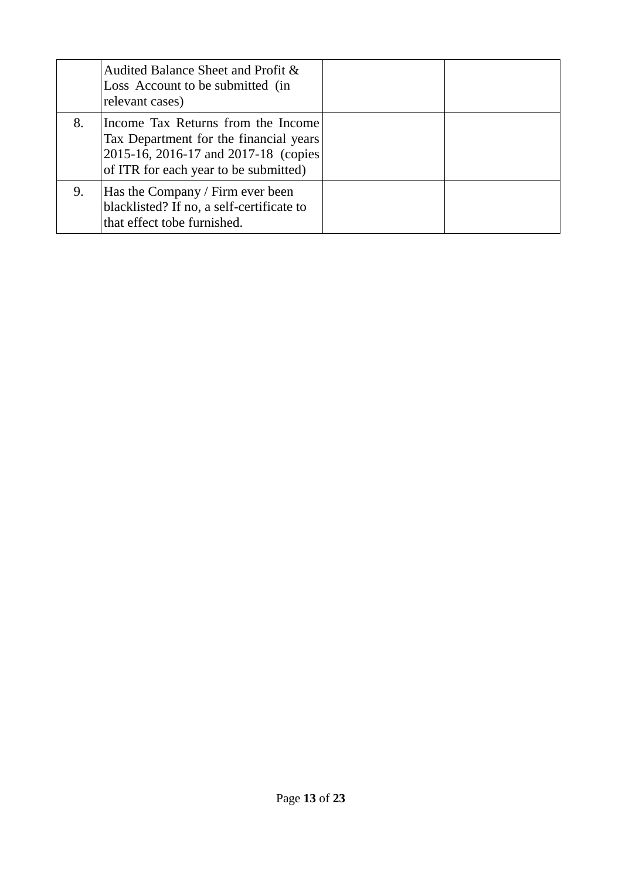| | | | |
|---|---|---|---|
| | Audited Balance Sheet and Profit & Loss Account to be submitted (in relevant cases) | | |
| 8. | Income Tax Returns from the Income Tax Department for the financial years 2015-16, 2016-17 and 2017-18 (copies of ITR for each year to be submitted) | | |
| 9. | Has the Company / Firm ever been blacklisted? If no, a self-certificate to that effect tobe furnished. | | |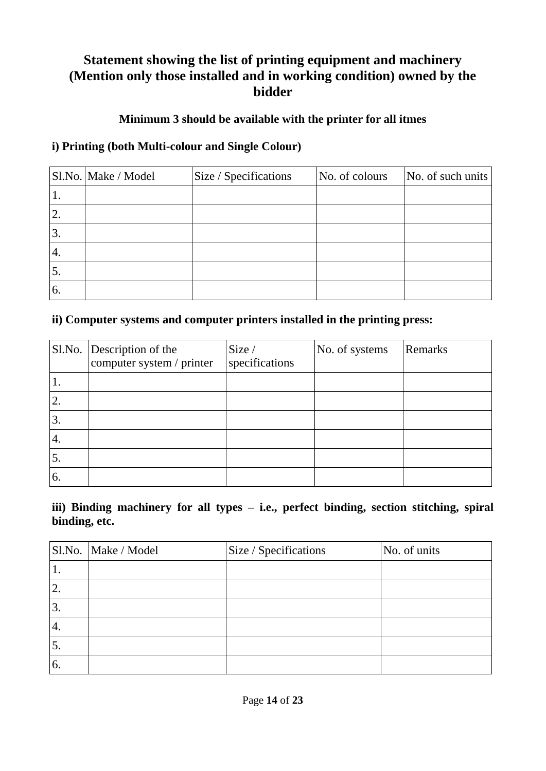## Statement showing the list of printing equipment and machinery (Mention only those installed and in working condition) owned by the bidder

**Minimum 3 should be available with the printer for all itmes**

**i) Printing (both Multi-colour and Single Colour)**

| Sl.No. | Make / Model | Size / Specifications | No. of colours | No. of such units |
|---|---|---|---|---|
| 1. | | | | |
| 2. | | | | |
| 3. | | | | |
| 4. | | | | |
| 5. | | | | |
| 6. | | | | |

**ii) Computer systems and computer printers installed in the printing press:**

| Sl.No. | Description of the computer system / printer | Size / specifications | No. of systems | Remarks |
|---|---|---|---|---|
| 1. | | | | |
| 2. | | | | |
| 3. | | | | |
| 4. | | | | |
| 5. | | | | |
| 6. | | | | |

**iii) Binding machinery for all types – i.e., perfect binding, section stitching, spiral binding, etc.**

| Sl.No. | Make / Model | Size / Specifications | No. of units |
|---|---|---|---|
| 1. | | | |
| 2. | | | |
| 3. | | | |
| 4. | | | |
| 5. | | | |
| 6. | | | |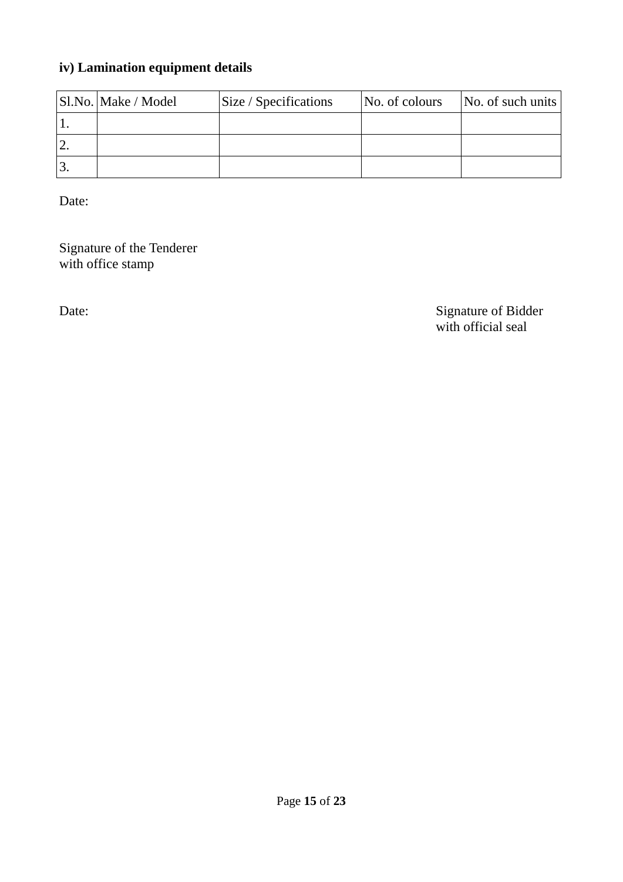**iv) Lamination equipment details**

| Sl.No. | Make / Model | Size / Specifications | No. of colours | No. of such units |
|---|---|---|---|---|
| 1. | | | | |
| 2. | | | | |
| 3. | | | | |

Date:

Signature of the Tenderer
with office stamp

Date:

Signature of Bidder
with official seal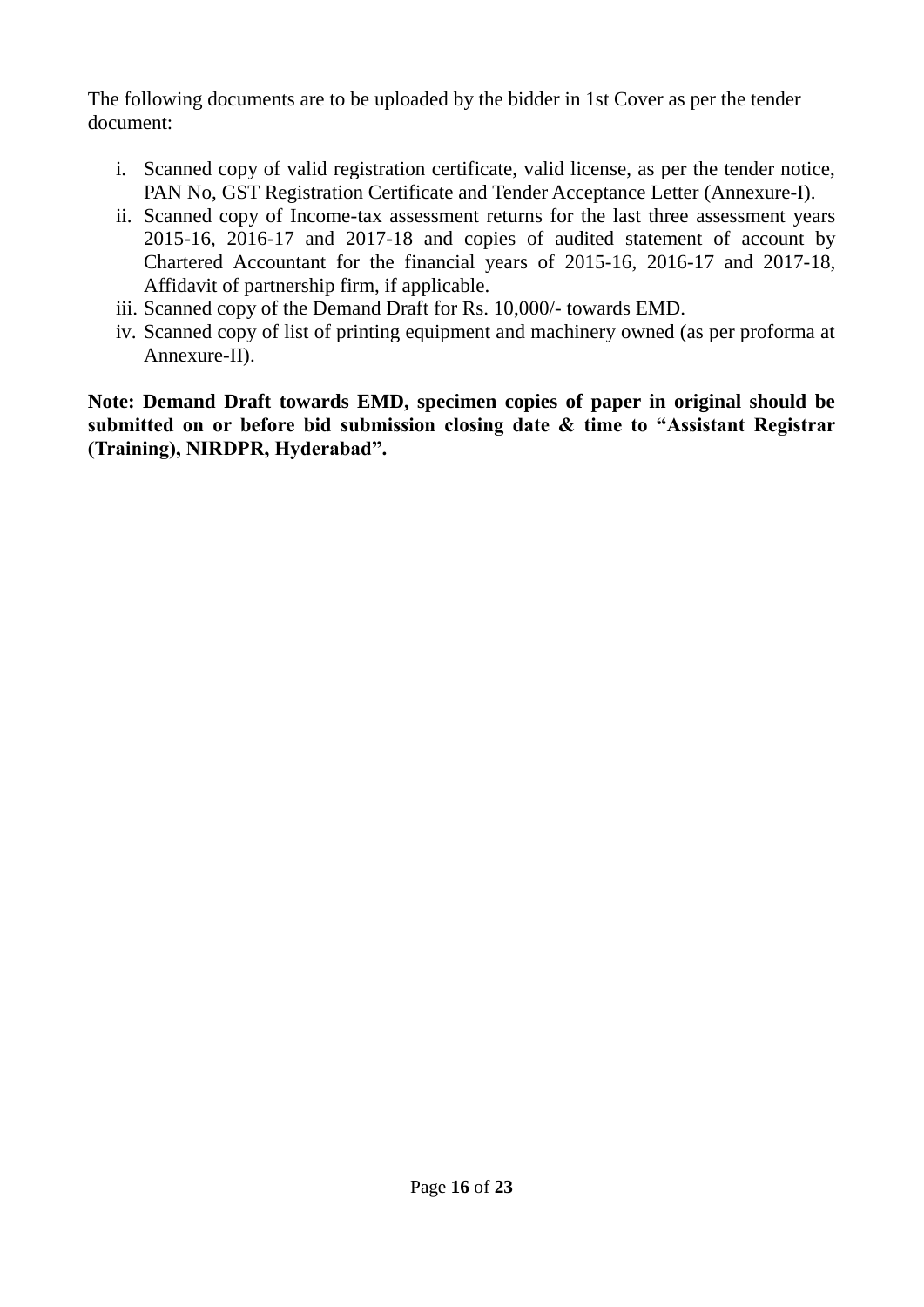The following documents are to be uploaded by the bidder in 1st Cover as per the tender document:

i. Scanned copy of valid registration certificate, valid license, as per the tender notice, PAN No, GST Registration Certificate and Tender Acceptance Letter (Annexure-I).
ii. Scanned copy of Income-tax assessment returns for the last three assessment years 2015-16, 2016-17 and 2017-18 and copies of audited statement of account by Chartered Accountant for the financial years of 2015-16, 2016-17 and 2017-18, Affidavit of partnership firm, if applicable.
iii. Scanned copy of the Demand Draft for Rs. 10,000/- towards EMD.
iv. Scanned copy of list of printing equipment and machinery owned (as per proforma at Annexure-II).

**Note: Demand Draft towards EMD, specimen copies of paper in original should be submitted on or before bid submission closing date & time to "Assistant Registrar (Training), NIRDPR, Hyderabad".**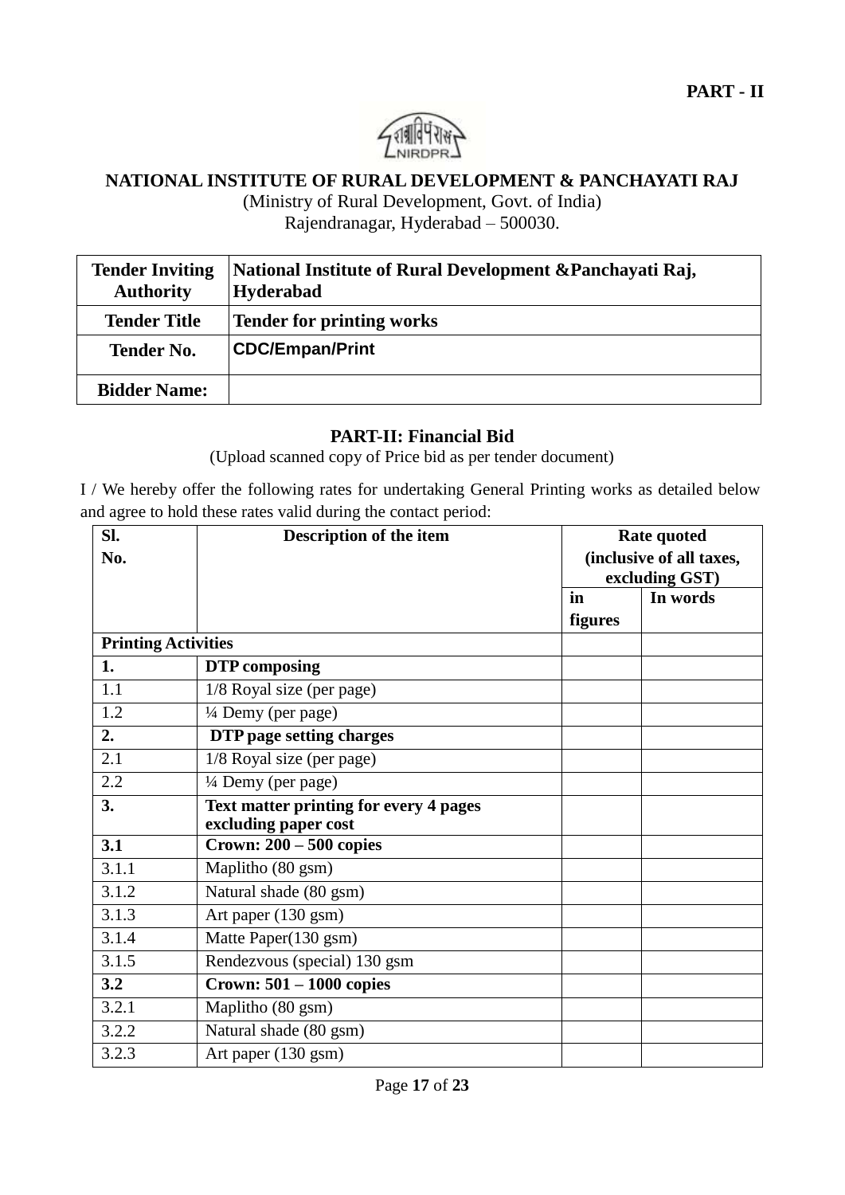**PART - II**

**NATIONAL INSTITUTE OF RURAL DEVELOPMENT & PANCHAYATI RAJ**

(Ministry of Rural Development, Govt. of India)
Rajendranagar, Hyderabad – 500030.

| | |
|---|---|
| **Tender Inviting Authority** | **National Institute of Rural Development &Panchayati Raj, Hyderabad** |
| **Tender Title** | **Tender for printing works** |
| **Tender No.** | **CDC/Empan/Print** |
| **Bidder Name:** | |

**PART-II: Financial Bid**

(Upload scanned copy of Price bid as per tender document)

I / We hereby offer the following rates for undertaking General Printing works as detailed below and agree to hold these rates valid during the contact period:

| **Sl. No.** | **Description of the item** | **Rate quoted (inclusive of all taxes, excluding GST)** | |
|---|---|---|---|
| | | **in figures** | **In words** |
| **Printing Activities** | | | |
| **1.** | **DTP composing** | | |
| 1.1 | 1/8 Royal size (per page) | | |
| 1.2 | ¼ Demy (per page) | | |
| **2.** | **DTP page setting charges** | | |
| 2.1 | 1/8 Royal size (per page) | | |
| 2.2 | ¼ Demy (per page) | | |
| **3.** | **Text matter printing for every 4 pages excluding paper cost** | | |
| **3.1** | **Crown: 200 – 500 copies** | | |
| 3.1.1 | Maplitho (80 gsm) | | |
| 3.1.2 | Natural shade (80 gsm) | | |
| 3.1.3 | Art paper (130 gsm) | | |
| 3.1.4 | Matte Paper(130 gsm) | | |
| 3.1.5 | Rendezvous (special) 130 gsm | | |
| **3.2** | **Crown: 501 – 1000 copies** | | |
| 3.2.1 | Maplitho (80 gsm) | | |
| 3.2.2 | Natural shade (80 gsm) | | |
| 3.2.3 | Art paper (130 gsm) | | |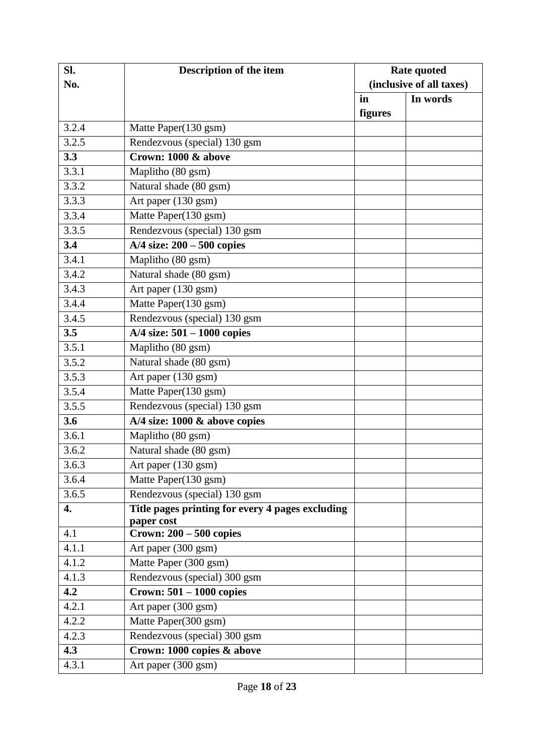| Sl. No. | Description of the item | Rate quoted (inclusive of all taxes) | |
|---|---|---|---|
| | | in figures | In words |
| 3.2.4 | Matte Paper(130 gsm) | | |
| 3.2.5 | Rendezvous (special) 130 gsm | | |
| **3.3** | **Crown: 1000 & above** | | |
| 3.3.1 | Maplitho (80 gsm) | | |
| 3.3.2 | Natural shade (80 gsm) | | |
| 3.3.3 | Art paper (130 gsm) | | |
| 3.3.4 | Matte Paper(130 gsm) | | |
| 3.3.5 | Rendezvous (special) 130 gsm | | |
| **3.4** | **A/4 size: 200 – 500 copies** | | |
| 3.4.1 | Maplitho (80 gsm) | | |
| 3.4.2 | Natural shade (80 gsm) | | |
| 3.4.3 | Art paper (130 gsm) | | |
| 3.4.4 | Matte Paper(130 gsm) | | |
| 3.4.5 | Rendezvous (special) 130 gsm | | |
| **3.5** | **A/4 size: 501 – 1000 copies** | | |
| 3.5.1 | Maplitho (80 gsm) | | |
| 3.5.2 | Natural shade (80 gsm) | | |
| 3.5.3 | Art paper (130 gsm) | | |
| 3.5.4 | Matte Paper(130 gsm) | | |
| 3.5.5 | Rendezvous (special) 130 gsm | | |
| **3.6** | **A/4 size: 1000 & above copies** | | |
| 3.6.1 | Maplitho (80 gsm) | | |
| 3.6.2 | Natural shade (80 gsm) | | |
| 3.6.3 | Art paper (130 gsm) | | |
| 3.6.4 | Matte Paper(130 gsm) | | |
| 3.6.5 | Rendezvous (special) 130 gsm | | |
| **4.** | **Title pages printing for every 4 pages excluding paper cost** | | |
| 4.1 | **Crown: 200 – 500 copies** | | |
| 4.1.1 | Art paper (300 gsm) | | |
| 4.1.2 | Matte Paper (300 gsm) | | |
| 4.1.3 | Rendezvous (special) 300 gsm | | |
| **4.2** | **Crown: 501 – 1000 copies** | | |
| 4.2.1 | Art paper (300 gsm) | | |
| 4.2.2 | Matte Paper(300 gsm) | | |
| 4.2.3 | Rendezvous (special) 300 gsm | | |
| **4.3** | **Crown: 1000 copies & above** | | |
| 4.3.1 | Art paper (300 gsm) | | |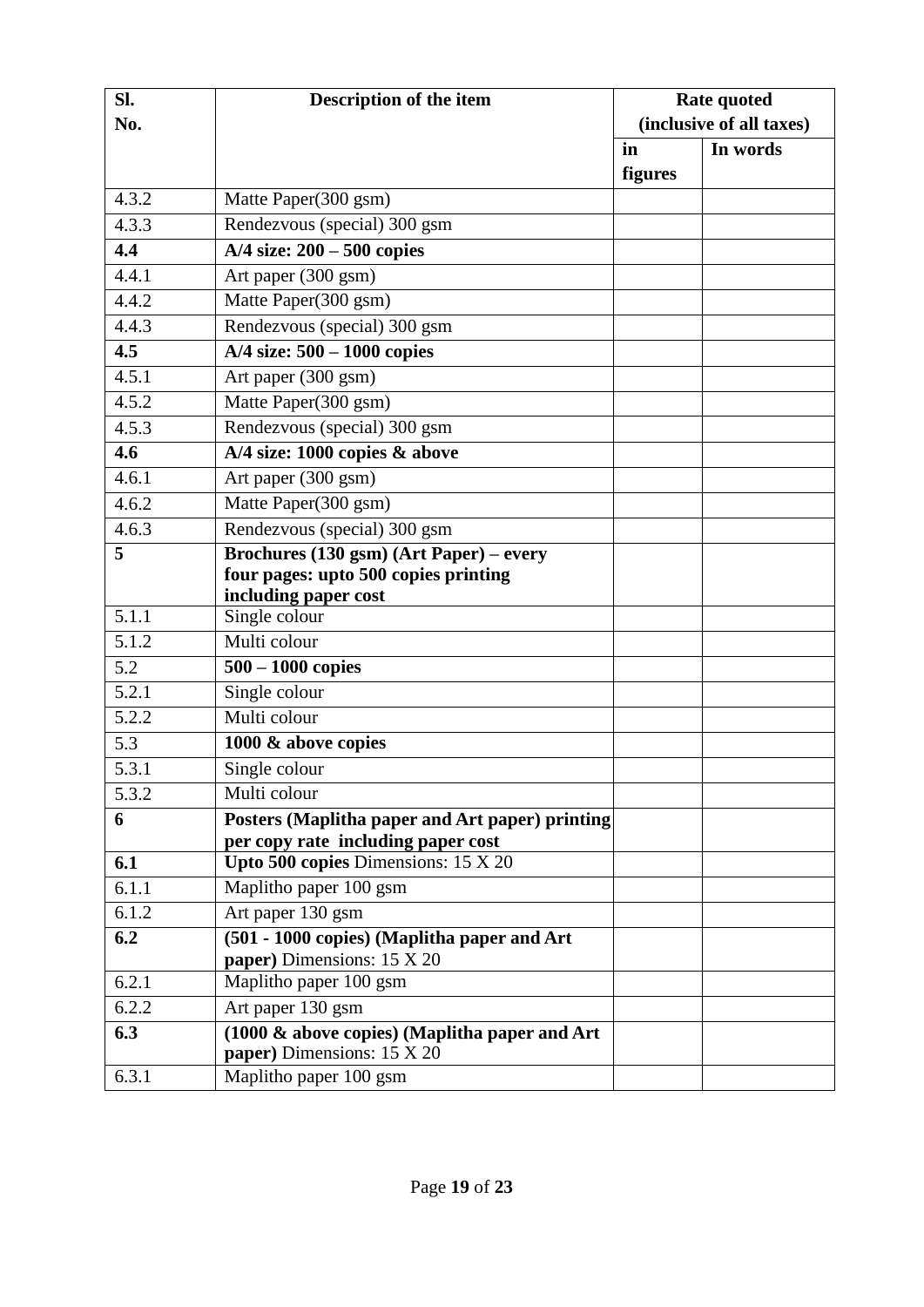| Sl. No. | Description of the item | Rate quoted (inclusive of all taxes) | |
|---|---|---|---|
| | | in figures | In words |
| 4.3.2 | Matte Paper(300 gsm) | | |
| 4.3.3 | Rendezvous (special) 300 gsm | | |
| **4.4** | **A/4 size: 200 – 500 copies** | | |
| 4.4.1 | Art paper (300 gsm) | | |
| 4.4.2 | Matte Paper(300 gsm) | | |
| 4.4.3 | Rendezvous (special) 300 gsm | | |
| **4.5** | **A/4 size: 500 – 1000 copies** | | |
| 4.5.1 | Art paper (300 gsm) | | |
| 4.5.2 | Matte Paper(300 gsm) | | |
| 4.5.3 | Rendezvous (special) 300 gsm | | |
| **4.6** | **A/4 size: 1000 copies & above** | | |
| 4.6.1 | Art paper (300 gsm) | | |
| 4.6.2 | Matte Paper(300 gsm) | | |
| 4.6.3 | Rendezvous (special) 300 gsm | | |
| **5** | **Brochures (130 gsm) (Art Paper) – every four pages: upto 500 copies printing including paper cost** | | |
| 5.1.1 | Single colour | | |
| 5.1.2 | Multi colour | | |
| 5.2 | **500 – 1000 copies** | | |
| 5.2.1 | Single colour | | |
| 5.2.2 | Multi colour | | |
| 5.3 | **1000 & above copies** | | |
| 5.3.1 | Single colour | | |
| 5.3.2 | Multi colour | | |
| **6** | **Posters (Maplitha paper and Art paper) printing per copy rate including paper cost** | | |
| **6.1** | **Upto 500 copies** Dimensions: 15 X 20 | | |
| 6.1.1 | Maplitho paper 100 gsm | | |
| 6.1.2 | Art paper 130 gsm | | |
| **6.2** | **(501 - 1000 copies) (Maplitha paper and Art paper)** Dimensions: 15 X 20 | | |
| 6.2.1 | Maplitho paper 100 gsm | | |
| 6.2.2 | Art paper 130 gsm | | |
| **6.3** | **(1000 & above copies) (Maplitha paper and Art paper)** Dimensions: 15 X 20 | | |
| 6.3.1 | Maplitho paper 100 gsm | | |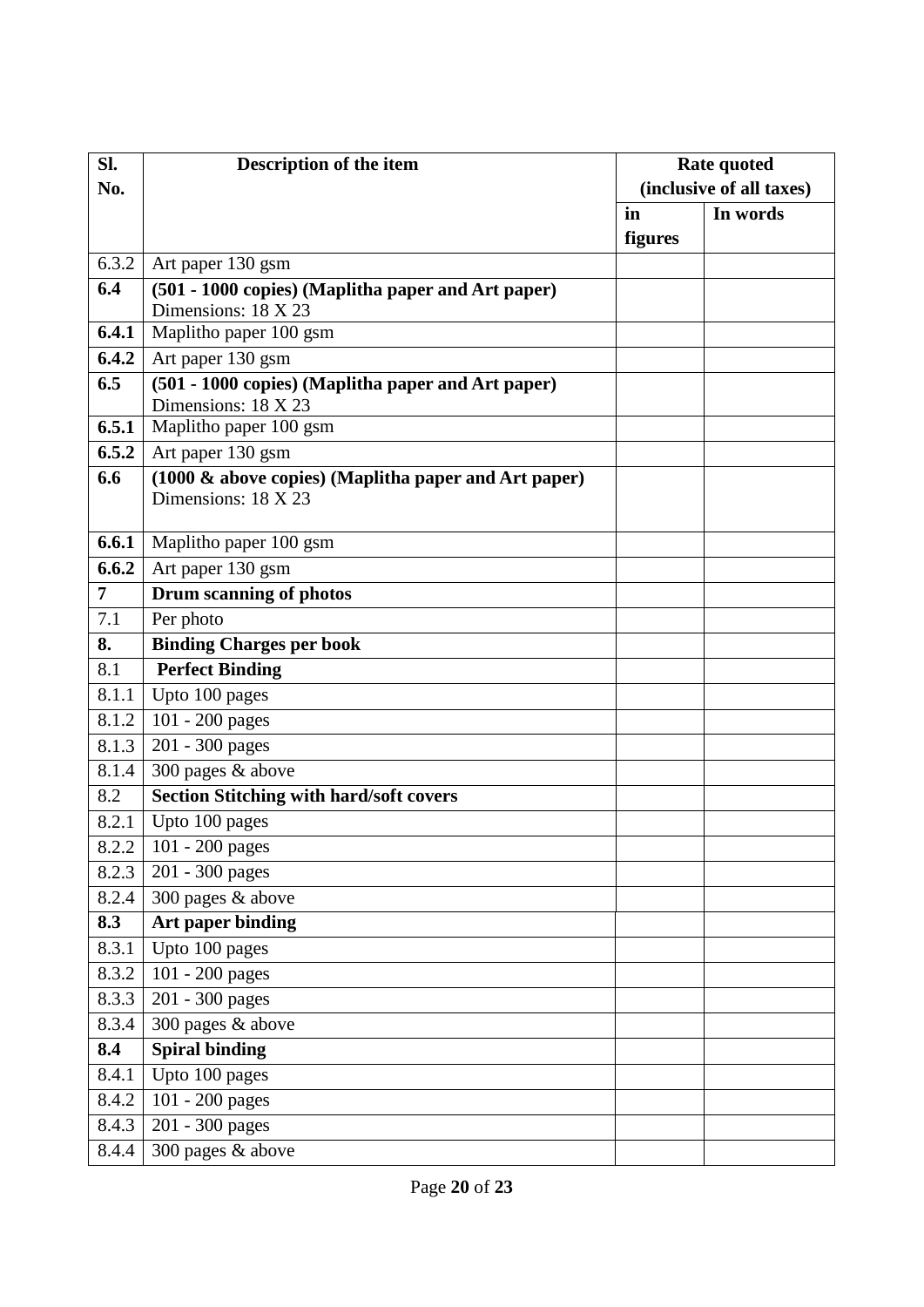| Sl. No. | Description of the item | Rate quoted (inclusive of all taxes) | |
|---|---|---|---|
| | | in figures | In words |
| 6.3.2 | Art paper 130 gsm | | |
| **6.4** | **(501 - 1000 copies) (Maplitha paper and Art paper)** Dimensions: 18 X 23 | | |
| **6.4.1** | Maplitho paper 100 gsm | | |
| **6.4.2** | Art paper 130 gsm | | |
| **6.5** | **(501 - 1000 copies) (Maplitha paper and Art paper)** Dimensions: 18 X 23 | | |
| **6.5.1** | Maplitho paper 100 gsm | | |
| **6.5.2** | Art paper 130 gsm | | |
| **6.6** | **(1000 & above copies) (Maplitha paper and Art paper)** Dimensions: 18 X 23 | | |
| **6.6.1** | Maplitho paper 100 gsm | | |
| **6.6.2** | Art paper 130 gsm | | |
| **7** | **Drum scanning of photos** | | |
| 7.1 | Per photo | | |
| **8.** | **Binding Charges per book** | | |
| 8.1 | **Perfect Binding** | | |
| 8.1.1 | Upto 100 pages | | |
| 8.1.2 | 101 - 200 pages | | |
| 8.1.3 | 201 - 300 pages | | |
| 8.1.4 | 300 pages & above | | |
| 8.2 | **Section Stitching with hard/soft covers** | | |
| 8.2.1 | Upto 100 pages | | |
| 8.2.2 | 101 - 200 pages | | |
| 8.2.3 | 201 - 300 pages | | |
| 8.2.4 | 300 pages & above | | |
| **8.3** | **Art paper binding** | | |
| 8.3.1 | Upto 100 pages | | |
| 8.3.2 | 101 - 200 pages | | |
| 8.3.3 | 201 - 300 pages | | |
| 8.3.4 | 300 pages & above | | |
| **8.4** | **Spiral binding** | | |
| 8.4.1 | Upto 100 pages | | |
| 8.4.2 | 101 - 200 pages | | |
| 8.4.3 | 201 - 300 pages | | |
| 8.4.4 | 300 pages & above | | |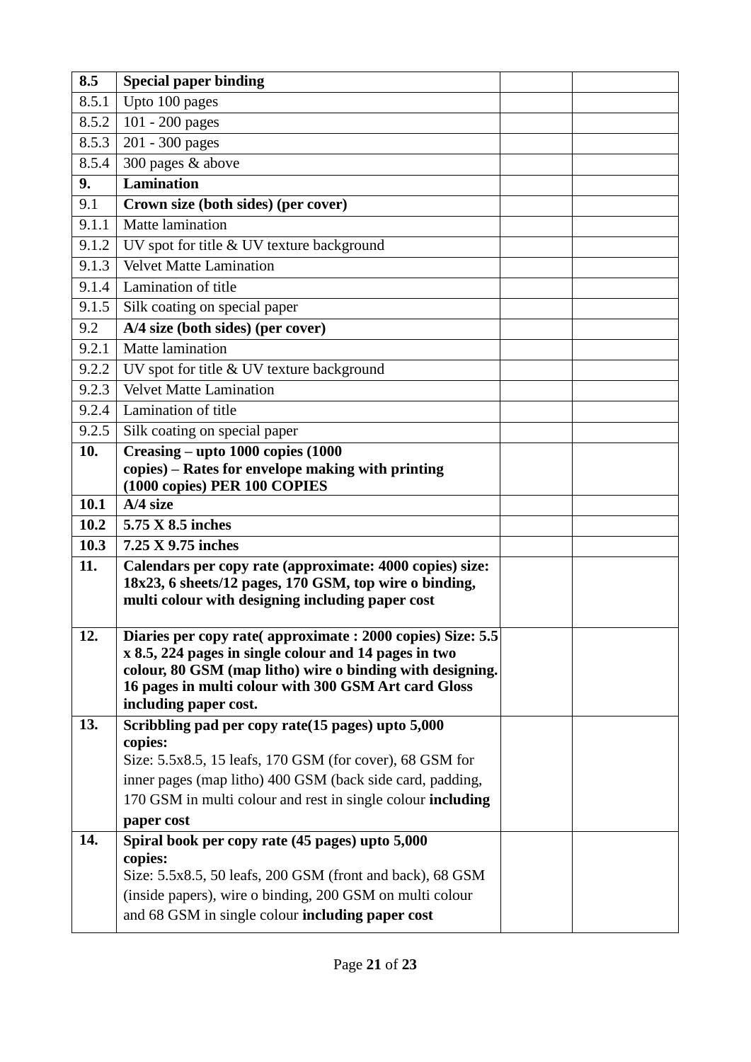| | | | |
|---|---|---|---|
| **8.5** | **Special paper binding** | | |
| 8.5.1 | Upto 100 pages | | |
| 8.5.2 | 101 - 200 pages | | |
| 8.5.3 | 201 - 300 pages | | |
| 8.5.4 | 300 pages & above | | |
| **9.** | **Lamination** | | |
| 9.1 | **Crown size (both sides) (per cover)** | | |
| 9.1.1 | Matte lamination | | |
| 9.1.2 | UV spot for title & UV texture background | | |
| 9.1.3 | Velvet Matte Lamination | | |
| 9.1.4 | Lamination of title | | |
| 9.1.5 | Silk coating on special paper | | |
| 9.2 | **A/4 size (both sides) (per cover)** | | |
| 9.2.1 | Matte lamination | | |
| 9.2.2 | UV spot for title & UV texture background | | |
| 9.2.3 | Velvet Matte Lamination | | |
| 9.2.4 | Lamination of title | | |
| 9.2.5 | Silk coating on special paper | | |
| **10.** | **Creasing – upto 1000 copies (1000 copies) – Rates for envelope making with printing (1000 copies) PER 100 COPIES** | | |
| **10.1** | **A/4 size** | | |
| **10.2** | **5.75 X 8.5 inches** | | |
| **10.3** | **7.25 X 9.75 inches** | | |
| **11.** | **Calendars per copy rate (approximate: 4000 copies) size: 18x23, 6 sheets/12 pages, 170 GSM, top wire o binding, multi colour with designing including paper cost** | | |
| **12.** | **Diaries per copy rate( approximate : 2000 copies) Size: 5.5 x 8.5, 224 pages in single colour and 14 pages in two colour, 80 GSM (map litho) wire o binding with designing. 16 pages in multi colour with 300 GSM Art card Gloss including paper cost.** | | |
| **13.** | **Scribbling pad per copy rate(15 pages) upto 5,000 copies:** Size: 5.5x8.5, 15 leafs, 170 GSM (for cover), 68 GSM for inner pages (map litho) 400 GSM (back side card, padding, 170 GSM in multi colour and rest in single colour **including paper cost** | | |
| **14.** | **Spiral book per copy rate (45 pages) upto 5,000 copies:** Size: 5.5x8.5, 50 leafs, 200 GSM (front and back), 68 GSM (inside papers), wire o binding, 200 GSM on multi colour and 68 GSM in single colour **including paper cost** | | |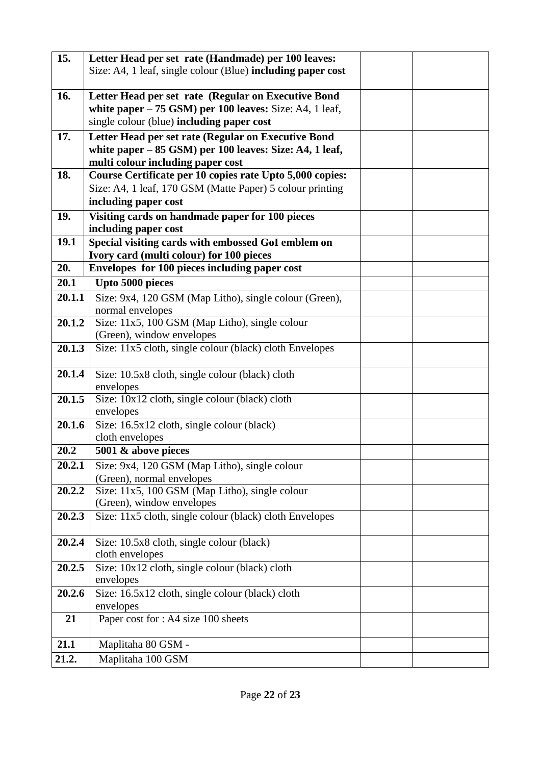| | | | |
|---|---|---|---|
| **15.** | **Letter Head per set rate (Handmade) per 100 leaves:** Size: A4, 1 leaf, single colour (Blue) **including paper cost** | | |
| **16.** | **Letter Head per set rate (Regular on Executive Bond white paper – 75 GSM) per 100 leaves:** Size: A4, 1 leaf, single colour (blue) **including paper cost** | | |
| **17.** | **Letter Head per set rate (Regular on Executive Bond white paper – 85 GSM) per 100 leaves: Size: A4, 1 leaf, multi colour including paper cost** | | |
| **18.** | **Course Certificate per 10 copies rate Upto 5,000 copies:** Size: A4, 1 leaf, 170 GSM (Matte Paper) 5 colour printing **including paper cost** | | |
| **19.** | **Visiting cards on handmade paper for 100 pieces including paper cost** | | |
| **19.1** | **Special visiting cards with embossed GoI emblem on Ivory card (multi colour) for 100 pieces** | | |
| **20.** | **Envelopes for 100 pieces including paper cost** | | |
| **20.1** | **Upto 5000 pieces** | | |
| **20.1.1** | Size: 9x4, 120 GSM (Map Litho), single colour (Green), normal envelopes | | |
| **20.1.2** | Size: 11x5, 100 GSM (Map Litho), single colour (Green), window envelopes | | |
| **20.1.3** | Size: 11x5 cloth, single colour (black) cloth Envelopes | | |
| **20.1.4** | Size: 10.5x8 cloth, single colour (black) cloth envelopes | | |
| **20.1.5** | Size: 10x12 cloth, single colour (black) cloth envelopes | | |
| **20.1.6** | Size: 16.5x12 cloth, single colour (black) cloth envelopes | | |
| **20.2** | **5001 & above pieces** | | |
| **20.2.1** | Size: 9x4, 120 GSM (Map Litho), single colour (Green), normal envelopes | | |
| **20.2.2** | Size: 11x5, 100 GSM (Map Litho), single colour (Green), window envelopes | | |
| **20.2.3** | Size: 11x5 cloth, single colour (black) cloth Envelopes | | |
| **20.2.4** | Size: 10.5x8 cloth, single colour (black) cloth envelopes | | |
| **20.2.5** | Size: 10x12 cloth, single colour (black) cloth envelopes | | |
| **20.2.6** | Size: 16.5x12 cloth, single colour (black) cloth envelopes | | |
| **21** | Paper cost for : A4 size 100 sheets | | |
| **21.1** | Maplitaha 80 GSM - | | |
| **21.2.** | Maplitaha 100 GSM | | |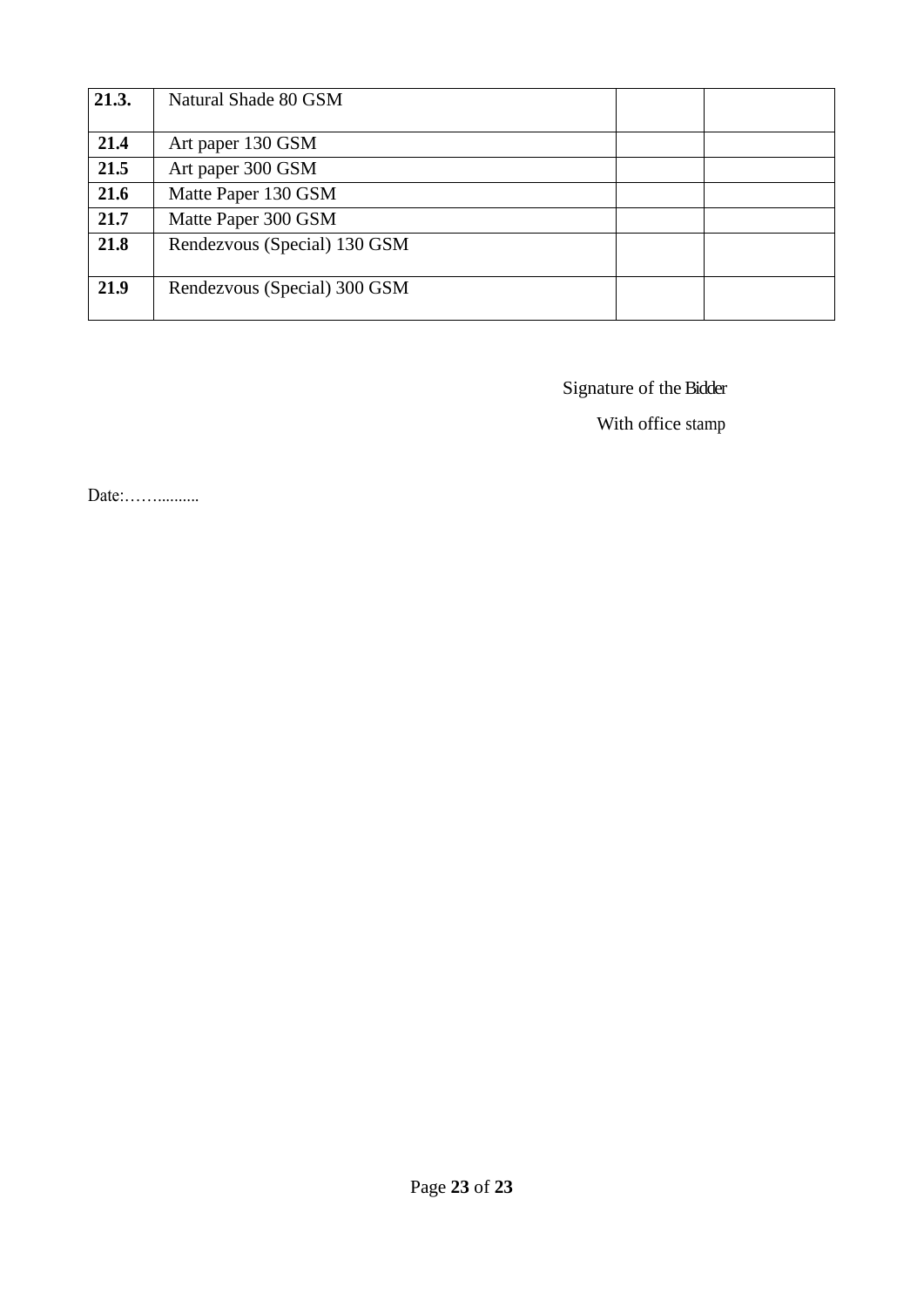| | | | |
|---|---|---|---|
| **21.3.** | Natural Shade 80 GSM | | |
| **21.4** | Art paper 130 GSM | | |
| **21.5** | Art paper 300 GSM | | |
| **21.6** | Matte Paper 130 GSM | | |
| **21.7** | Matte Paper 300 GSM | | |
| **21.8** | Rendezvous (Special) 130 GSM | | |
| **21.9** | Rendezvous (Special) 300 GSM | | |

Signature of the Bidder

With office stamp

Date:……..........